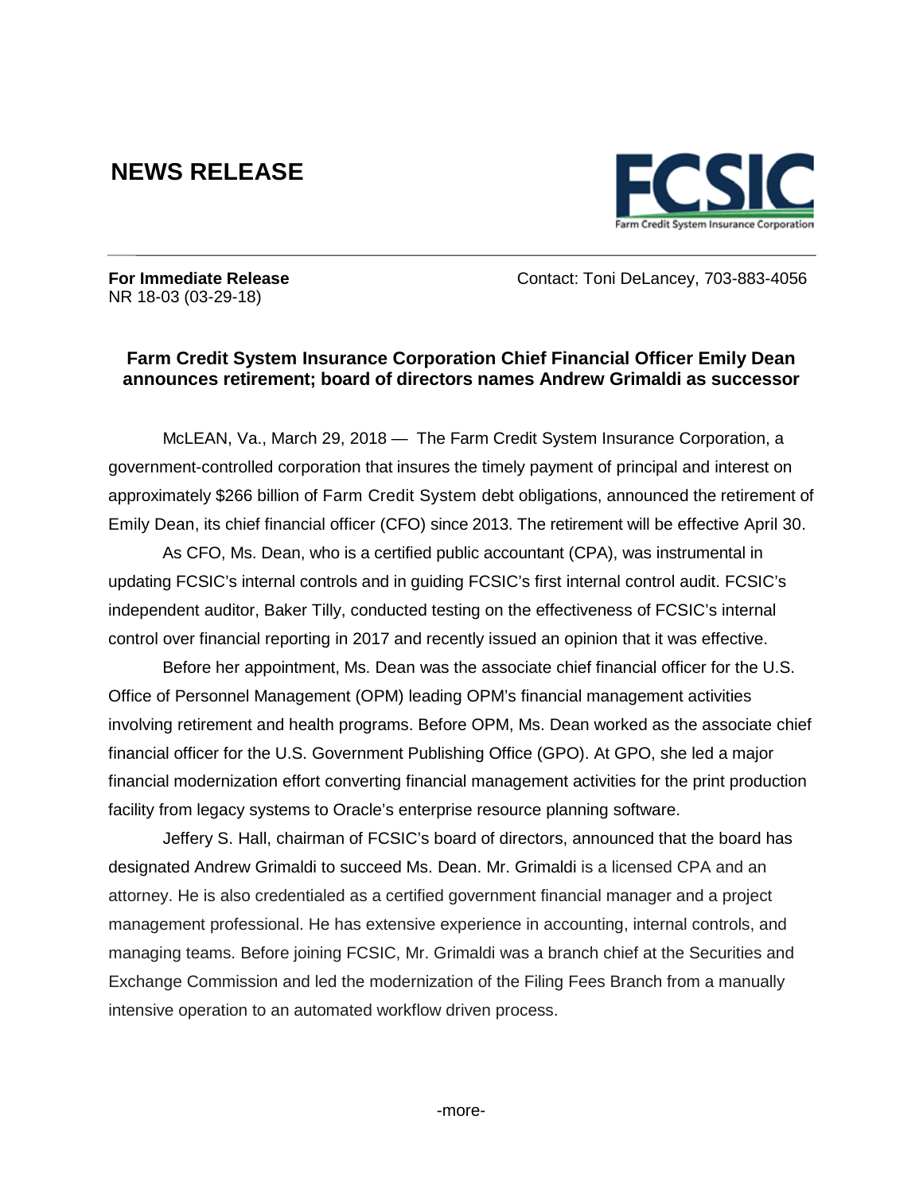# NEWS RELEASE

**For Immediate Release**
NR 18-03 (03-29-18)

Contact: Toni DeLancey, 703-883-4056

**Farm Credit System Insurance Corporation Chief Financial Officer Emily Dean announces retirement; board of directors names Andrew Grimaldi as successor**

McLEAN, Va., March 29, 2018 — The Farm Credit System Insurance Corporation, a government-controlled corporation that insures the timely payment of principal and interest on approximately $266 billion of Farm Credit System debt obligations, announced the retirement of Emily Dean, its chief financial officer (CFO) since 2013. The retirement will be effective April 30.

As CFO, Ms. Dean, who is a certified public accountant (CPA), was instrumental in updating FCSIC's internal controls and in guiding FCSIC's first internal control audit. FCSIC's independent auditor, Baker Tilly, conducted testing on the effectiveness of FCSIC's internal control over financial reporting in 2017 and recently issued an opinion that it was effective.

Before her appointment, Ms. Dean was the associate chief financial officer for the U.S. Office of Personnel Management (OPM) leading OPM's financial management activities involving retirement and health programs. Before OPM, Ms. Dean worked as the associate chief financial officer for the U.S. Government Publishing Office (GPO). At GPO, she led a major financial modernization effort converting financial management activities for the print production facility from legacy systems to Oracle's enterprise resource planning software.

Jeffery S. Hall, chairman of FCSIC's board of directors, announced that the board has designated Andrew Grimaldi to succeed Ms. Dean. Mr. Grimaldi is a licensed CPA and an attorney. He is also credentialed as a certified government financial manager and a project management professional. He has extensive experience in accounting, internal controls, and managing teams. Before joining FCSIC, Mr. Grimaldi was a branch chief at the Securities and Exchange Commission and led the modernization of the Filing Fees Branch from a manually intensive operation to an automated workflow driven process.

-more-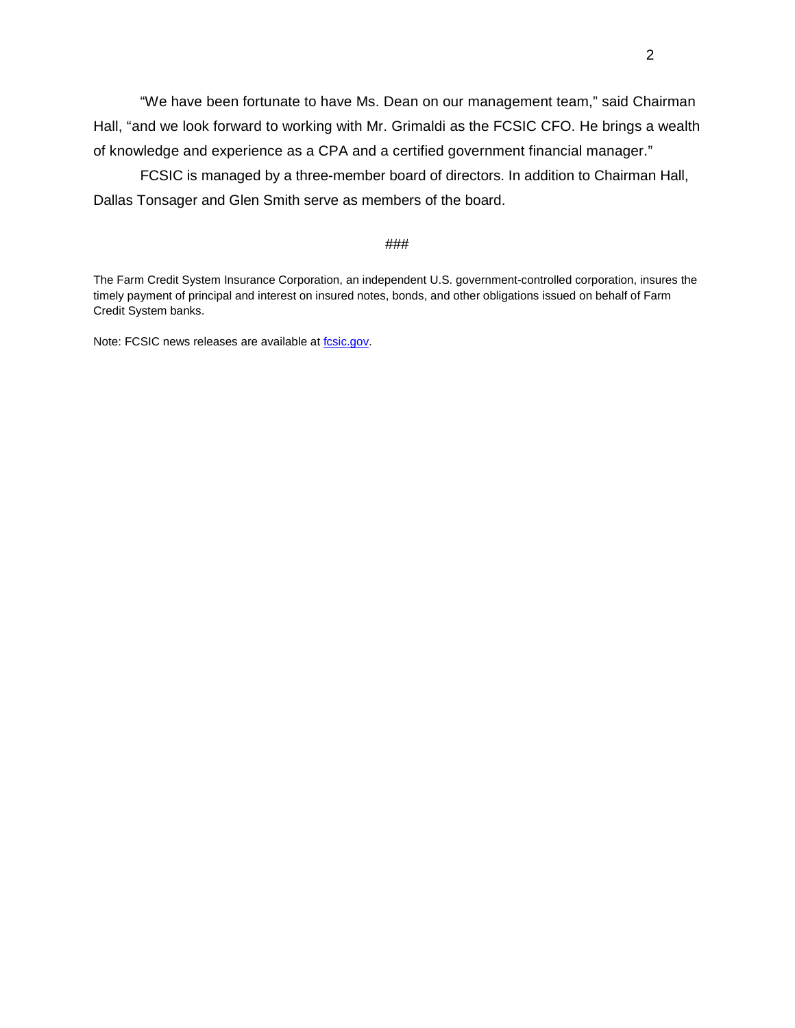"We have been fortunate to have Ms. Dean on our management team," said Chairman Hall, "and we look forward to working with Mr. Grimaldi as the FCSIC CFO. He brings a wealth of knowledge and experience as a CPA and a certified government financial manager."

FCSIC is managed by a three-member board of directors. In addition to Chairman Hall, Dallas Tonsager and Glen Smith serve as members of the board.

###

The Farm Credit System Insurance Corporation, an independent U.S. government-controlled corporation, insures the timely payment of principal and interest on insured notes, bonds, and other obligations issued on behalf of Farm Credit System banks.

Note: FCSIC news releases are available at [fcsic.gov](fcsic.gov).